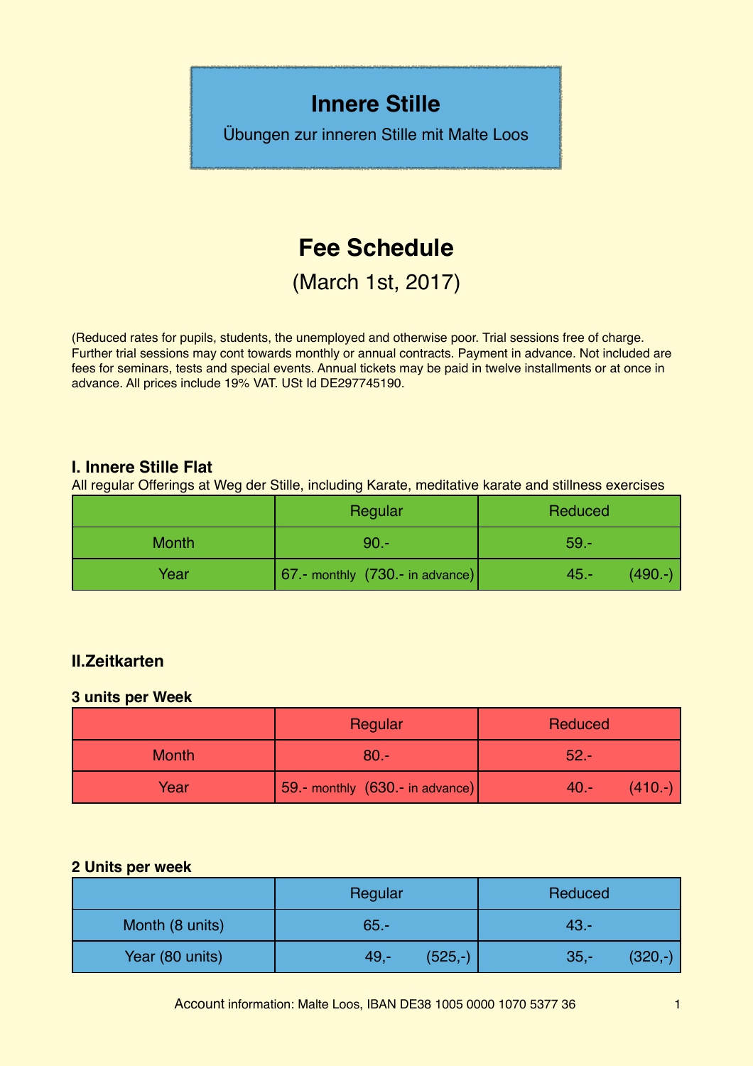# Innere Stille

Übungen zur inneren Stille mit Malte Loos

## Fee Schedule

(March 1st, 2017)

(Reduced rates for pupils, students, the unemployed and otherwise poor. Trial sessions free of charge. Further trial sessions may cont towards monthly or annual contracts. Payment in advance. Not included are fees for seminars, tests and special events. Annual tickets may be paid in twelve installments or at once in advance. All prices include 19% VAT. USt Id DE297745190.

### I. Innere Stille Flat

All regular Offerings at Weg der Stille, including Karate, meditative karate and stillness exercises

| | Regular | Reduced |
|---|---|---|
| Month | 90.- | 59.- |
| Year | 67.- monthly (730.- in advance) | 45.- (490.-) |

### II.Zeitkarten

**3 units per Week**

| | Regular | Reduced |
|---|---|---|
| Month | 80.- | 52.- |
| Year | 59.- monthly (630.- in advance) | 40.- (410.-) |

**2 Units per week**

| | Regular | Reduced |
|---|---|---|
| Month (8 units) | 65.- | 43.- |
| Year (80 units) | 49,- (525,-) | 35,- (320,-) |

Account information: Malte Loos, IBAN DE38 1005 0000 1070 5377 36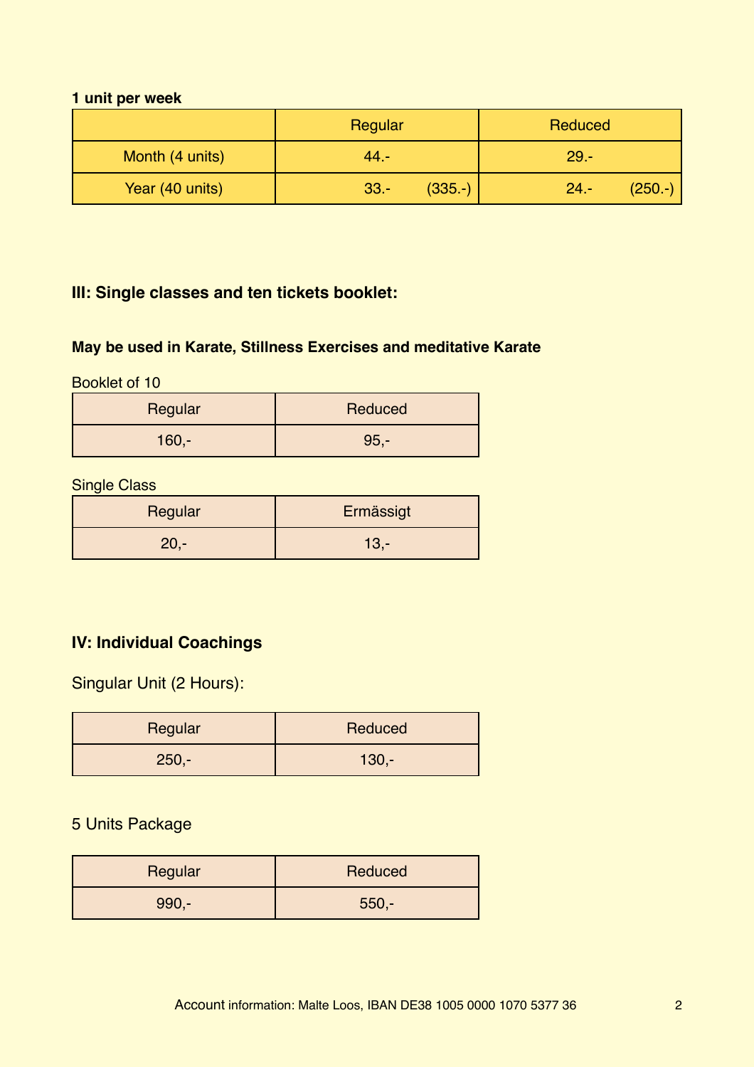**1 unit per week**

| | Regular | Reduced |
|---|---|---|
| Month (4 units) | 44.- | 29.- |
| Year (40 units) | 33.- (335.-) | 24.- (250.-) |

## III: Single classes and ten tickets booklet:

**May be used in Karate, Stillness Exercises and meditative Karate**

Booklet of 10

| Regular | Reduced |
|---|---|
| 160,- | 95,- |

Single Class

| Regular | Ermässigt |
|---|---|
| 20,- | 13,- |

## IV: Individual Coachings

Singular Unit (2 Hours):

| Regular | Reduced |
|---|---|
| 250,- | 130,- |

5 Units Package

| Regular | Reduced |
|---|---|
| 990,- | 550,- |

Account information: Malte Loos, IBAN DE38 1005 0000 1070 5377 36